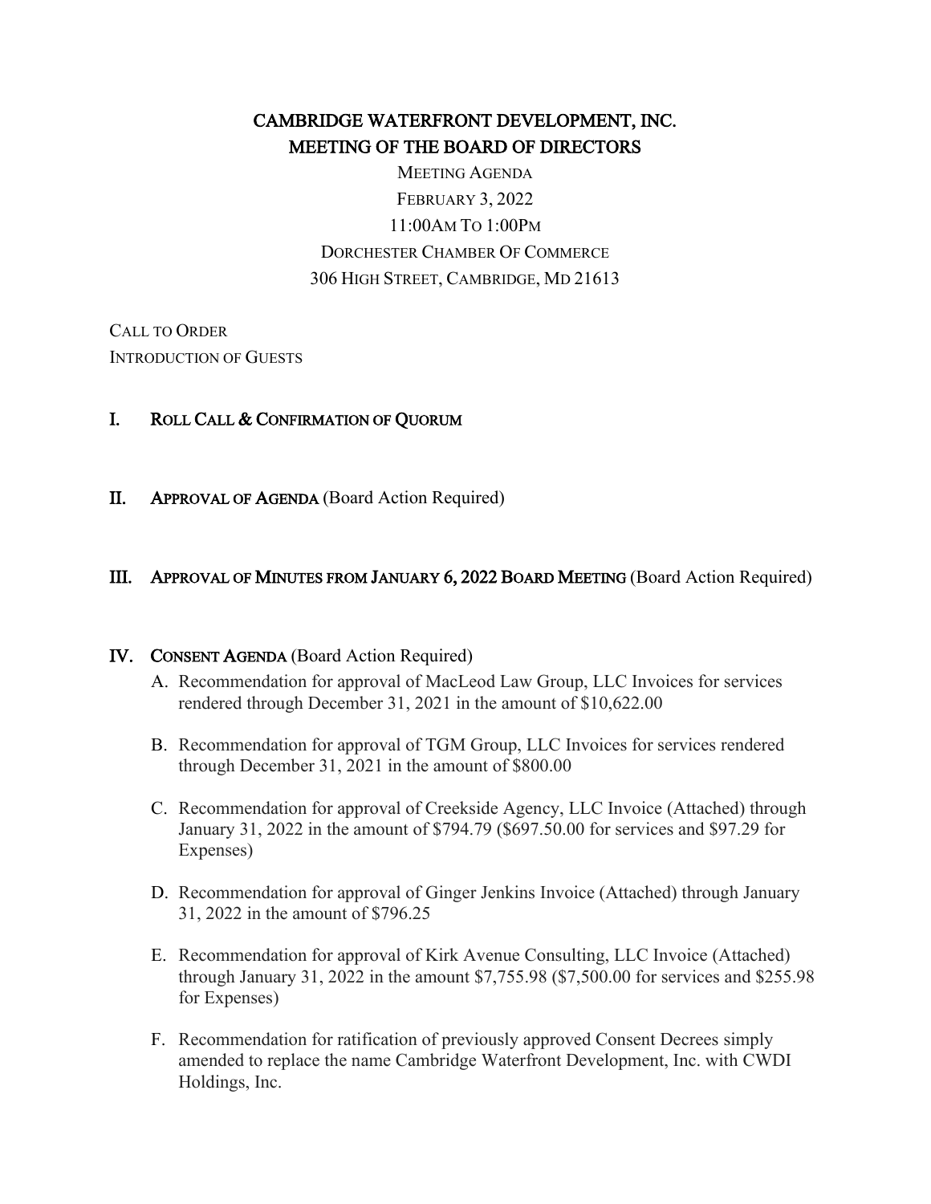# CAMBRIDGE WATERFRONT DEVELOPMENT, INC.
# MEETING OF THE BOARD OF DIRECTORS

MEETING AGENDA
FEBRUARY 3, 2022
11:00AM TO 1:00PM
DORCHESTER CHAMBER OF COMMERCE
306 HIGH STREET, CAMBRIDGE, MD 21613

CALL TO ORDER
INTRODUCTION OF GUESTS

## I. ROLL CALL & CONFIRMATION OF QUORUM

## II. APPROVAL OF AGENDA (Board Action Required)

## III. APPROVAL OF MINUTES FROM JANUARY 6, 2022 BOARD MEETING (Board Action Required)

## IV. CONSENT AGENDA (Board Action Required)

A. Recommendation for approval of MacLeod Law Group, LLC Invoices for services rendered through December 31, 2021 in the amount of $10,622.00

B. Recommendation for approval of TGM Group, LLC Invoices for services rendered through December 31, 2021 in the amount of $800.00

C. Recommendation for approval of Creekside Agency, LLC Invoice (Attached) through January 31, 2022 in the amount of $794.79 ($697.50.00 for services and $97.29 for Expenses)

D. Recommendation for approval of Ginger Jenkins Invoice (Attached) through January 31, 2022 in the amount of $796.25

E. Recommendation for approval of Kirk Avenue Consulting, LLC Invoice (Attached) through January 31, 2022 in the amount $7,755.98 ($7,500.00 for services and $255.98 for Expenses)

F. Recommendation for ratification of previously approved Consent Decrees simply amended to replace the name Cambridge Waterfront Development, Inc. with CWDI Holdings, Inc.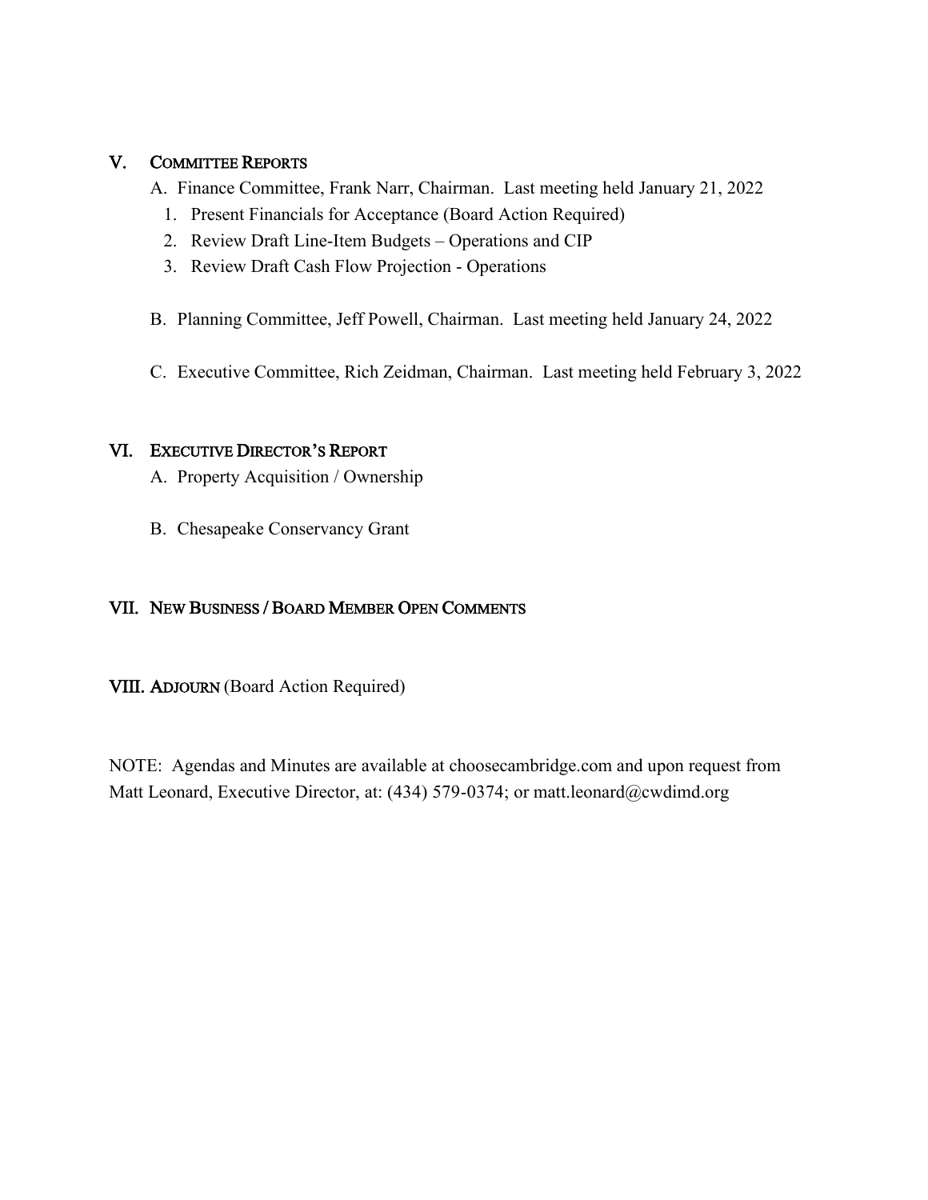## V. COMMITTEE REPORTS

A. Finance Committee, Frank Narr, Chairman. Last meeting held January 21, 2022

1. Present Financials for Acceptance (Board Action Required)
2. Review Draft Line-Item Budgets – Operations and CIP
3. Review Draft Cash Flow Projection - Operations

B. Planning Committee, Jeff Powell, Chairman. Last meeting held January 24, 2022

C. Executive Committee, Rich Zeidman, Chairman. Last meeting held February 3, 2022

## VI. EXECUTIVE DIRECTOR'S REPORT

A. Property Acquisition / Ownership

B. Chesapeake Conservancy Grant

## VII. NEW BUSINESS / BOARD MEMBER OPEN COMMENTS

## VIII. ADJOURN (Board Action Required)

NOTE: Agendas and Minutes are available at choosecambridge.com and upon request from Matt Leonard, Executive Director, at: (434) 579-0374; or matt.leonard@cwdimd.org